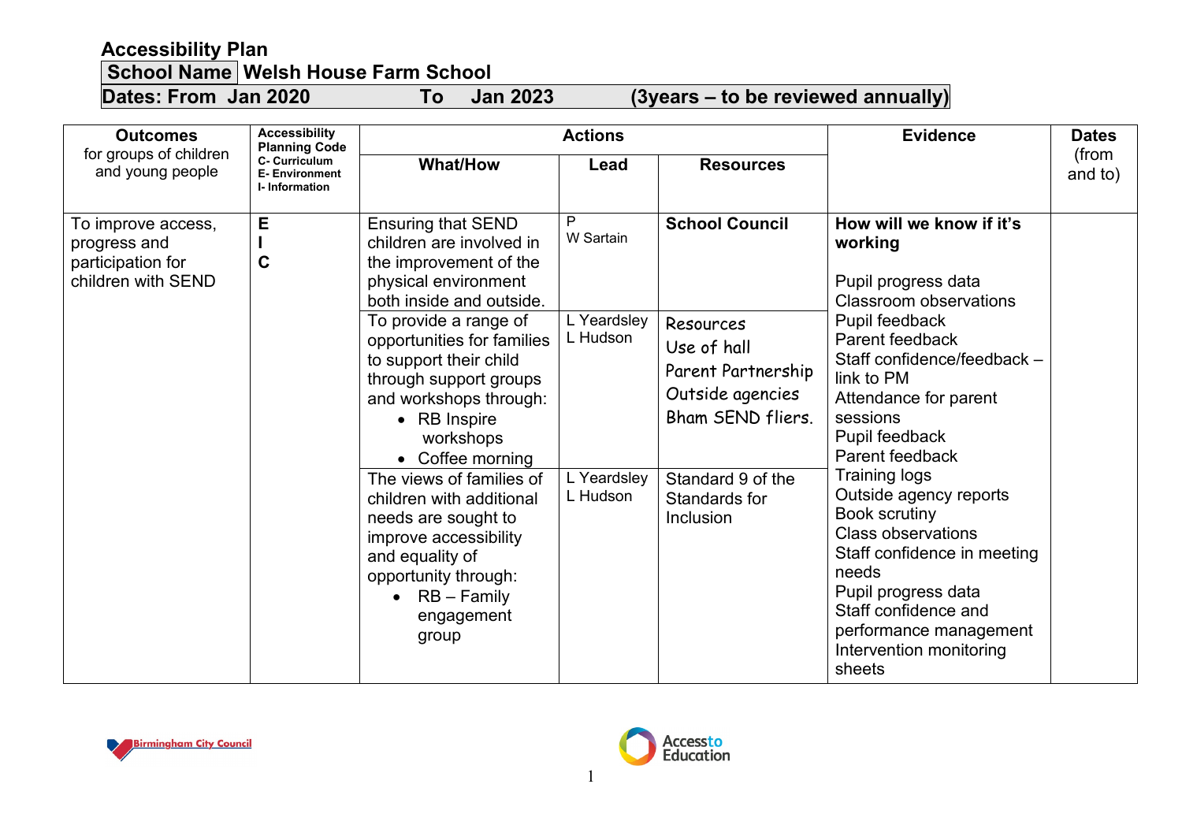# Accessibility Plan

**School Name** Welsh House Farm School

**Dates: From Jan 2020 To Jan 2023 (3years – to be reviewed annually)**

| Outcomes for groups of children and young people | Accessibility Planning Code C- Curriculum E- Environment I- Information | Actions | | | Evidence | Dates (from and to) |
|---|---|---|---|---|---|---|
| | | **What/How** | **Lead** | **Resources** | | |
| To improve access, progress and participation for children with SEND | E<br>I<br>C | Ensuring that SEND children are involved in the improvement of the physical environment both inside and outside. | P<br>W Sartain | **School Council** | **How will we know if it's working**<br><br>Pupil progress data<br>Classroom observations<br>Pupil feedback<br>Parent feedback<br>Staff confidence/feedback – link to PM<br>Attendance for parent sessions<br>Pupil feedback<br>Parent feedback<br>Training logs<br>Outside agency reports<br>Book scrutiny<br>Class observations<br>Staff confidence in meeting needs<br>Pupil progress data<br>Staff confidence and performance management<br>Intervention monitoring sheets | |
| | | To provide a range of opportunities for families to support their child through support groups and workshops through:<br>• RB Inspire workshops<br>• Coffee morning | L Yeardsley<br>L Hudson | Resources<br>Use of hall<br>Parent Partnership<br>Outside agencies<br>Bham SEND fliers. | | |
| | | The views of families of children with additional needs are sought to improve accessibility and equality of opportunity through:<br>• RB – Family engagement group | L Yeardsley<br>L Hudson | Standard 9 of the Standards for Inclusion | | |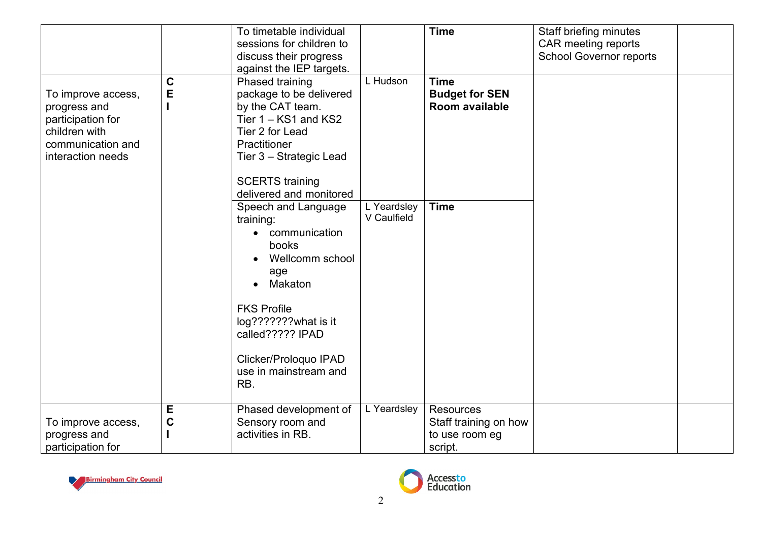| | | | | | | |
|---|---|---|---|---|---|---|
| | | To timetable individual sessions for children to discuss their progress against the IEP targets. | | **Time** | Staff briefing minutes<br>CAR meeting reports<br>School Governor reports | |
| To improve access, progress and participation for children with communication and interaction needs | **C**<br>**E**<br>**I** | Phased training package to be delivered by the CAT team.<br>Tier 1 – KS1 and KS2<br>Tier 2 for Lead Practitioner<br>Tier 3 – Strategic Lead<br><br>SCERTS training delivered and monitored | L Hudson | **Time**<br>**Budget for SEN**<br>**Room available** | | |
| | | Speech and Language training:<br>• communication books<br>• Wellcomm school age<br>• Makaton<br><br>FKS Profile log???????what is it called????? IPAD<br><br>Clicker/Proloquo IPAD use in mainstream and RB. | L Yeardsley<br>V Caulfield | **Time** | | |
| To improve access, progress and participation for | **E**<br>**C**<br>**I** | Phased development of Sensory room and activities in RB. | L Yeardsley | Resources<br>Staff training on how to use room eg script. | | |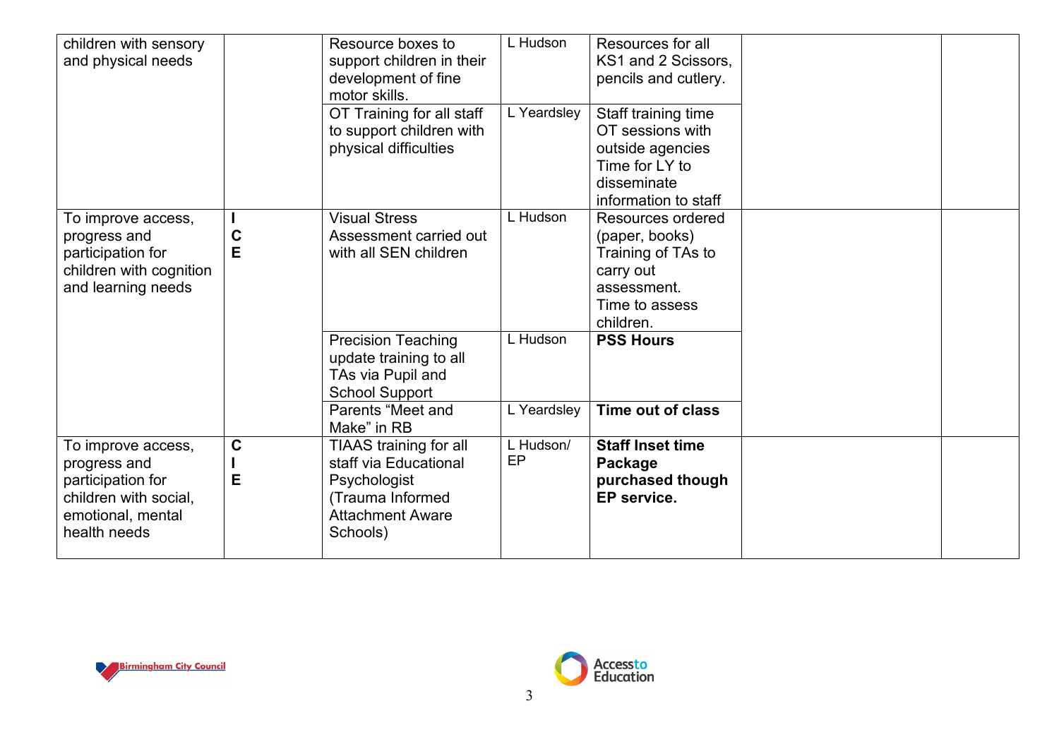| | | | | | | |
|---|---|---|---|---|---|---|
| children with sensory and physical needs | | Resource boxes to support children in their development of fine motor skills. | L Hudson | Resources for all KS1 and 2 Scissors, pencils and cutlery. | | |
| | | OT Training for all staff to support children with physical difficulties | L Yeardsley | Staff training time OT sessions with outside agencies Time for LY to disseminate information to staff | | |
| To improve access, progress and participation for children with cognition and learning needs | I C E | Visual Stress Assessment carried out with all SEN children | L Hudson | Resources ordered (paper, books) Training of TAs to carry out assessment. Time to assess children. | | |
| | | Precision Teaching update training to all TAs via Pupil and School Support | L Hudson | **PSS Hours** | | |
| | | Parents "Meet and Make" in RB | L Yeardsley | **Time out of class** | | |
| To improve access, progress and participation for children with social, emotional, mental health needs | C I E | TIAAS training for all staff via Educational Psychologist (Trauma Informed Attachment Aware Schools) | L Hudson/ EP | **Staff Inset time Package purchased though EP service.** | | |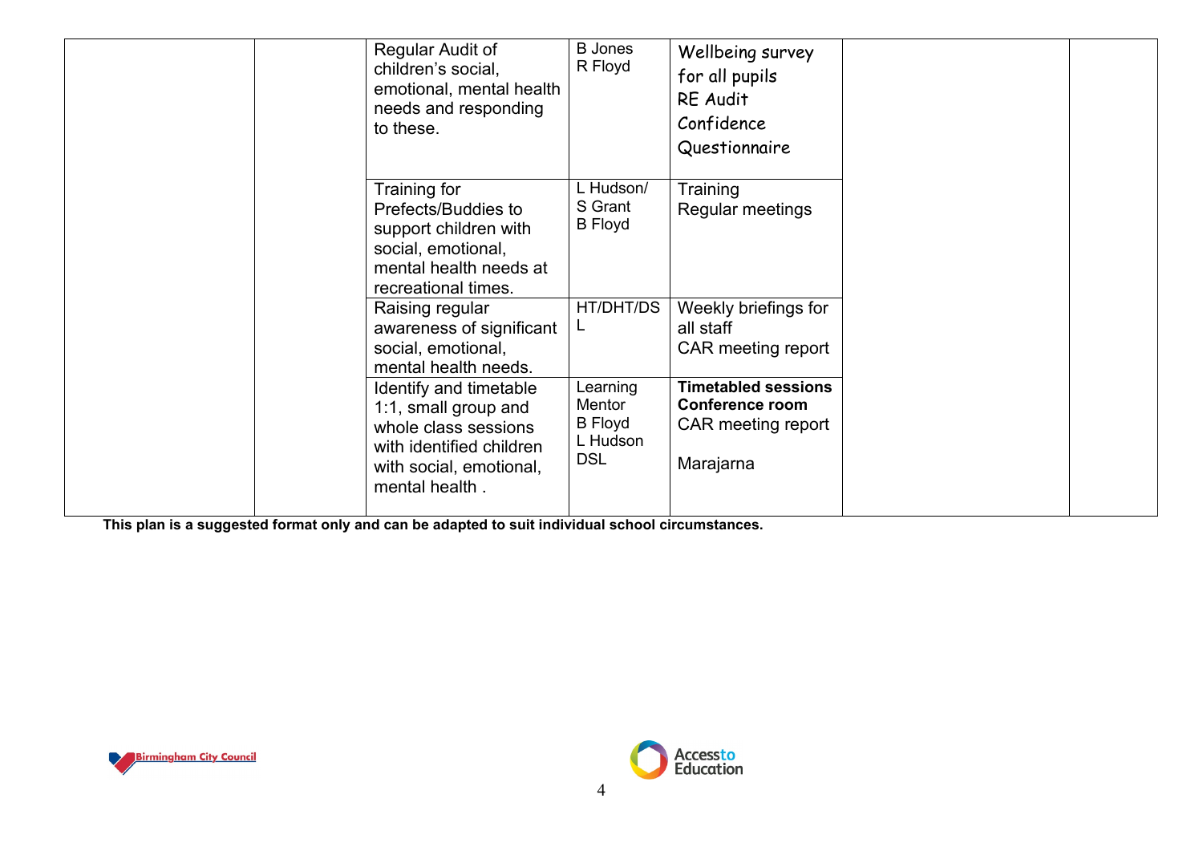| | | | | | | |
|---|---|---|---|---|---|---|
| | | Regular Audit of children's social, emotional, mental health needs and responding to these. | B Jones<br>R Floyd | Wellbeing survey for all pupils<br>RE Audit<br>Confidence Questionnaire | | |
| | | Training for Prefects/Buddies to support children with social, emotional, mental health needs at recreational times. | L Hudson/<br>S Grant<br>B Floyd | Training<br>Regular meetings | | |
| | | Raising regular awareness of significant social, emotional, mental health needs. | HT/DHT/DSL | Weekly briefings for all staff<br>CAR meeting report | | |
| | | Identify and timetable 1:1, small group and whole class sessions with identified children with social, emotional, mental health . | Learning Mentor<br>B Floyd<br>L Hudson<br>DSL | **Timetabled sessions**<br>**Conference room**<br>CAR meeting report<br><br>Marajarna | | |

**This plan is a suggested format only and can be adapted to suit individual school circumstances.**